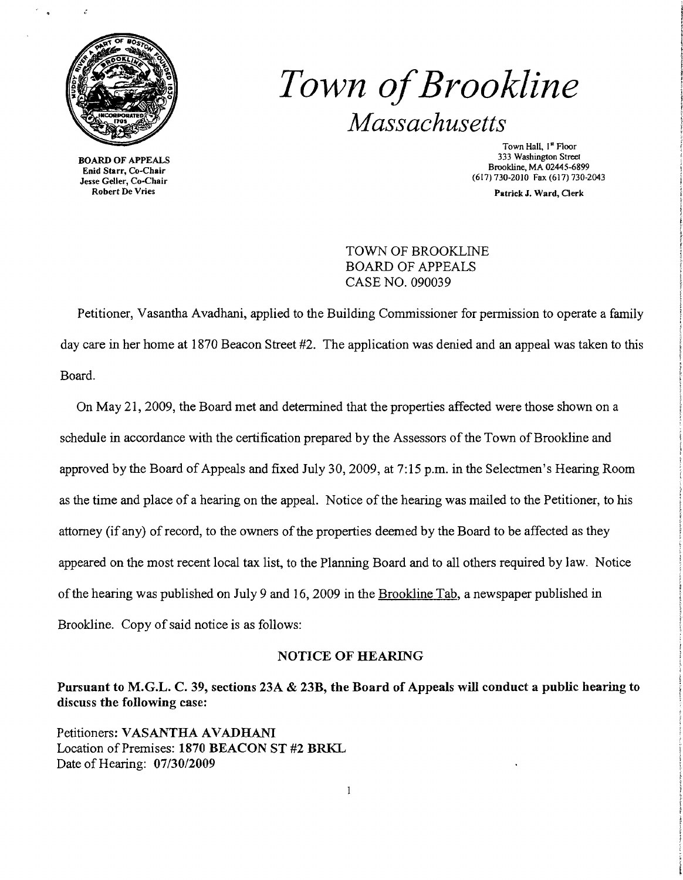# Town of Brookline

## Massachusetts

BOARD OF APPEALS
Enid Starr, Co-Chair
Jesse Geller, Co-Chair
Robert De Vries

Town Hall, 1st Floor
333 Washington Street
Brookline, MA 02445-6899
(617) 730-2010 Fax (617) 730-2043

Patrick J. Ward, Clerk

TOWN OF BROOKLINE
BOARD OF APPEALS
CASE NO. 090039

Petitioner, Vasantha Avadhani, applied to the Building Commissioner for permission to operate a family day care in her home at 1870 Beacon Street #2. The application was denied and an appeal was taken to this Board.

On May 21, 2009, the Board met and determined that the properties affected were those shown on a schedule in accordance with the certification prepared by the Assessors of the Town of Brookline and approved by the Board of Appeals and fixed July 30, 2009, at 7:15 p.m. in the Selectmen's Hearing Room as the time and place of a hearing on the appeal. Notice of the hearing was mailed to the Petitioner, to his attorney (if any) of record, to the owners of the properties deemed by the Board to be affected as they appeared on the most recent local tax list, to the Planning Board and to all others required by law. Notice of the hearing was published on July 9 and 16, 2009 in the Brookline Tab, a newspaper published in Brookline. Copy of said notice is as follows:

### NOTICE OF HEARING

**Pursuant to M.G.L. C. 39, sections 23A & 23B, the Board of Appeals will conduct a public hearing to discuss the following case:**

Petitioners: **VASANTHA AVADHANI**
Location of Premises: **1870 BEACON ST #2 BRKL**
Date of Hearing: **07/30/2009**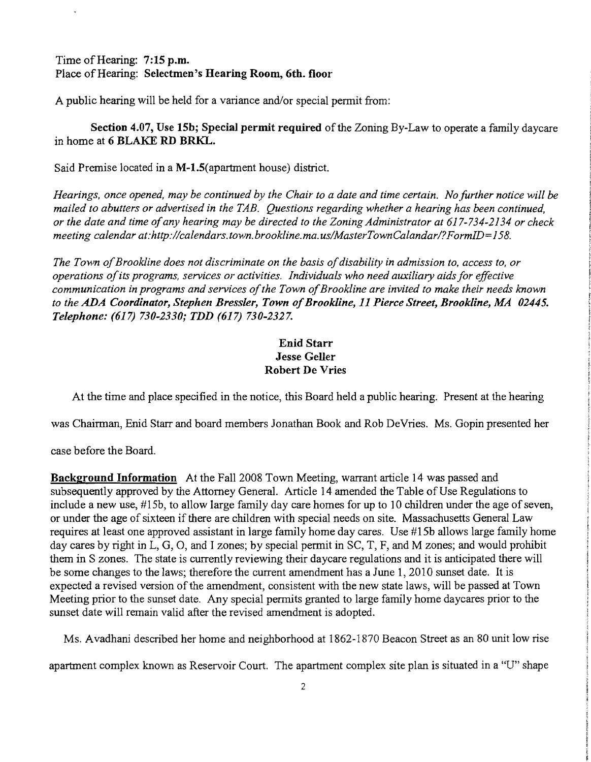Time of Hearing: **7:15 p.m.**
Place of Hearing: **Selectmen's Hearing Room, 6th. floor**

A public hearing will be held for a variance and/or special permit from:

**Section 4.07, Use 15b; Special permit required** of the Zoning By-Law to operate a family daycare in home at **6 BLAKE RD BRKL.**

Said Premise located in a **M-1.5**(apartment house) district.

*Hearings, once opened, may be continued by the Chair to a date and time certain. No further notice will be mailed to abutters or advertised in the TAB. Questions regarding whether a hearing has been continued, or the date and time of any hearing may be directed to the Zoning Administrator at 617-734-2134 or check meeting calendar at:http://calendars.town.brookline.ma.us/MasterTownCalandar/?FormID=158.*

*The Town of Brookline does not discriminate on the basis of disability in admission to, access to, or operations of its programs, services or activities. Individuals who need auxiliary aids for effective communication in programs and services of the Town of Brookline are invited to make their needs known to the **ADA Coordinator, Stephen Bressler, Town of Brookline, 11 Pierce Street, Brookline, MA 02445. Telephone: (617) 730-2330; TDD (617) 730-2327.***

**Enid Starr**
**Jesse Geller**
**Robert De Vries**

At the time and place specified in the notice, this Board held a public hearing. Present at the hearing was Chairman, Enid Starr and board members Jonathan Book and Rob DeVries. Ms. Gopin presented her case before the Board.

**Background Information** At the Fall 2008 Town Meeting, warrant article 14 was passed and subsequently approved by the Attorney General. Article 14 amended the Table of Use Regulations to include a new use, #15b, to allow large family day care homes for up to 10 children under the age of seven, or under the age of sixteen if there are children with special needs on site. Massachusetts General Law requires at least one approved assistant in large family home day cares. Use #15b allows large family home day cares by right in L, G, O, and I zones; by special permit in SC, T, F, and M zones; and would prohibit them in S zones. The state is currently reviewing their daycare regulations and it is anticipated there will be some changes to the laws; therefore the current amendment has a June 1, 2010 sunset date. It is expected a revised version of the amendment, consistent with the new state laws, will be passed at Town Meeting prior to the sunset date. Any special permits granted to large family home daycares prior to the sunset date will remain valid after the revised amendment is adopted.

Ms. Avadhani described her home and neighborhood at 1862-1870 Beacon Street as an 80 unit low rise apartment complex known as Reservoir Court. The apartment complex site plan is situated in a "U" shape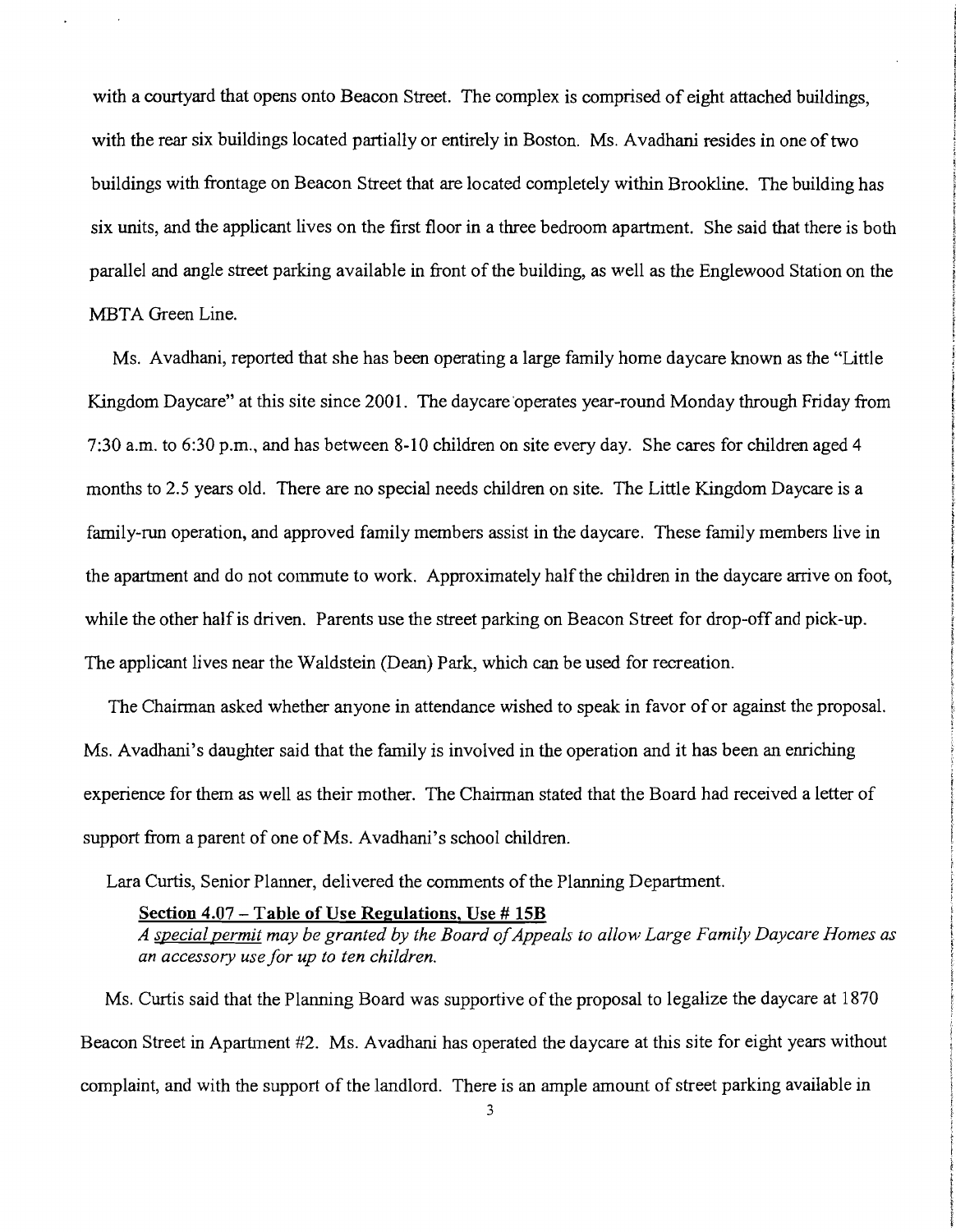with a courtyard that opens onto Beacon Street. The complex is comprised of eight attached buildings, with the rear six buildings located partially or entirely in Boston. Ms. Avadhani resides in one of two buildings with frontage on Beacon Street that are located completely within Brookline. The building has six units, and the applicant lives on the first floor in a three bedroom apartment. She said that there is both parallel and angle street parking available in front of the building, as well as the Englewood Station on the MBTA Green Line.

Ms. Avadhani, reported that she has been operating a large family home daycare known as the "Little Kingdom Daycare" at this site since 2001. The daycare operates year-round Monday through Friday from 7:30 a.m. to 6:30 p.m., and has between 8-10 children on site every day. She cares for children aged 4 months to 2.5 years old. There are no special needs children on site. The Little Kingdom Daycare is a family-run operation, and approved family members assist in the daycare. These family members live in the apartment and do not commute to work. Approximately half the children in the daycare arrive on foot, while the other half is driven. Parents use the street parking on Beacon Street for drop-off and pick-up. The applicant lives near the Waldstein (Dean) Park, which can be used for recreation.

The Chairman asked whether anyone in attendance wished to speak in favor of or against the proposal. Ms. Avadhani's daughter said that the family is involved in the operation and it has been an enriching experience for them as well as their mother. The Chairman stated that the Board had received a letter of support from a parent of one of Ms. Avadhani's school children.

Lara Curtis, Senior Planner, delivered the comments of the Planning Department.

**Section 4.07 – Table of Use Regulations, Use # 15B**
*A special permit may be granted by the Board of Appeals to allow Large Family Daycare Homes as an accessory use for up to ten children.*

Ms. Curtis said that the Planning Board was supportive of the proposal to legalize the daycare at 1870 Beacon Street in Apartment #2. Ms. Avadhani has operated the daycare at this site for eight years without complaint, and with the support of the landlord. There is an ample amount of street parking available in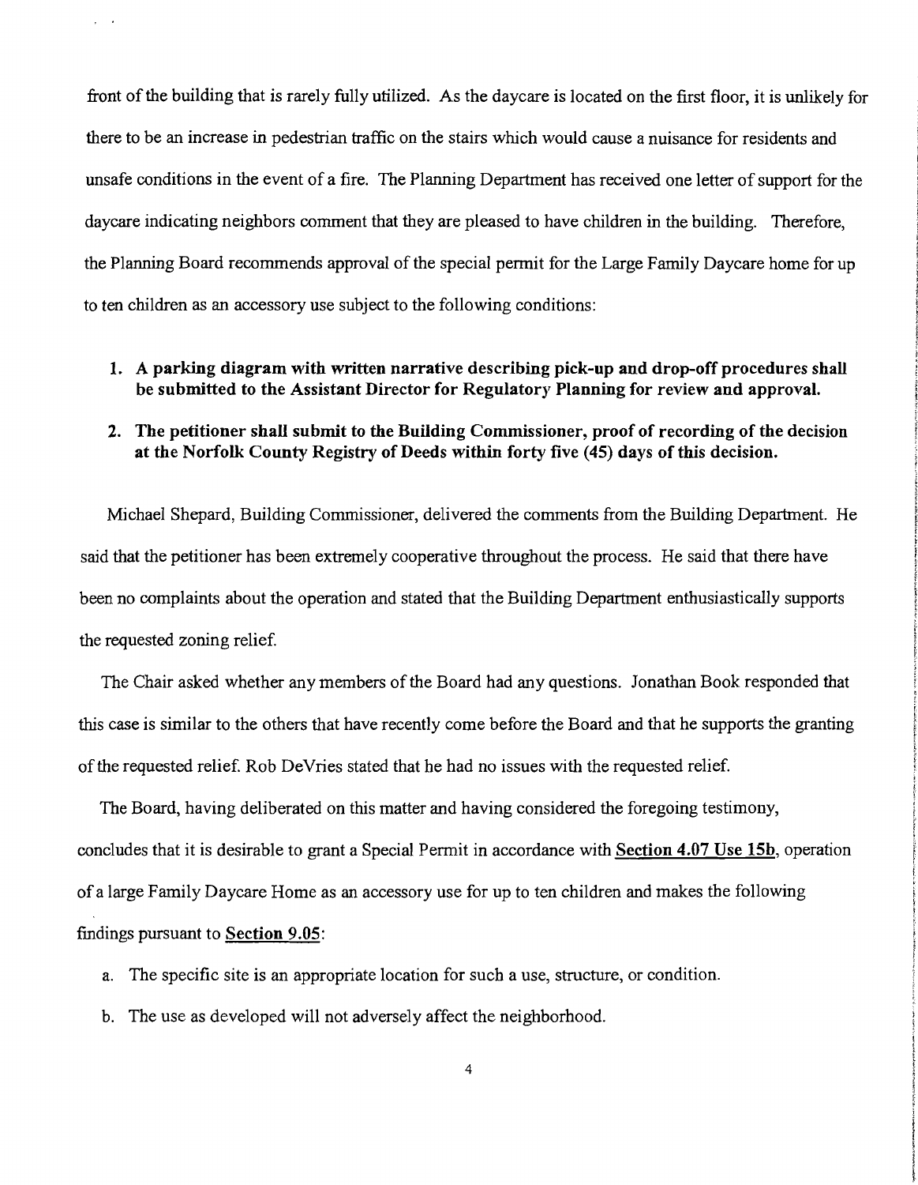front of the building that is rarely fully utilized. As the daycare is located on the first floor, it is unlikely for there to be an increase in pedestrian traffic on the stairs which would cause a nuisance for residents and unsafe conditions in the event of a fire. The Planning Department has received one letter of support for the daycare indicating neighbors comment that they are pleased to have children in the building. Therefore, the Planning Board recommends approval of the special permit for the Large Family Daycare home for up to ten children as an accessory use subject to the following conditions:

1. **A parking diagram with written narrative describing pick-up and drop-off procedures shall be submitted to the Assistant Director for Regulatory Planning for review and approval.**
2. **The petitioner shall submit to the Building Commissioner, proof of recording of the decision at the Norfolk County Registry of Deeds within forty five (45) days of this decision.**

Michael Shepard, Building Commissioner, delivered the comments from the Building Department. He said that the petitioner has been extremely cooperative throughout the process. He said that there have been no complaints about the operation and stated that the Building Department enthusiastically supports the requested zoning relief.

The Chair asked whether any members of the Board had any questions. Jonathan Book responded that this case is similar to the others that have recently come before the Board and that he supports the granting of the requested relief. Rob DeVries stated that he had no issues with the requested relief.

The Board, having deliberated on this matter and having considered the foregoing testimony, concludes that it is desirable to grant a Special Permit in accordance with **Section 4.07 Use 15b**, operation of a large Family Daycare Home as an accessory use for up to ten children and makes the following findings pursuant to **Section 9.05**:

a. The specific site is an appropriate location for such a use, structure, or condition.

b. The use as developed will not adversely affect the neighborhood.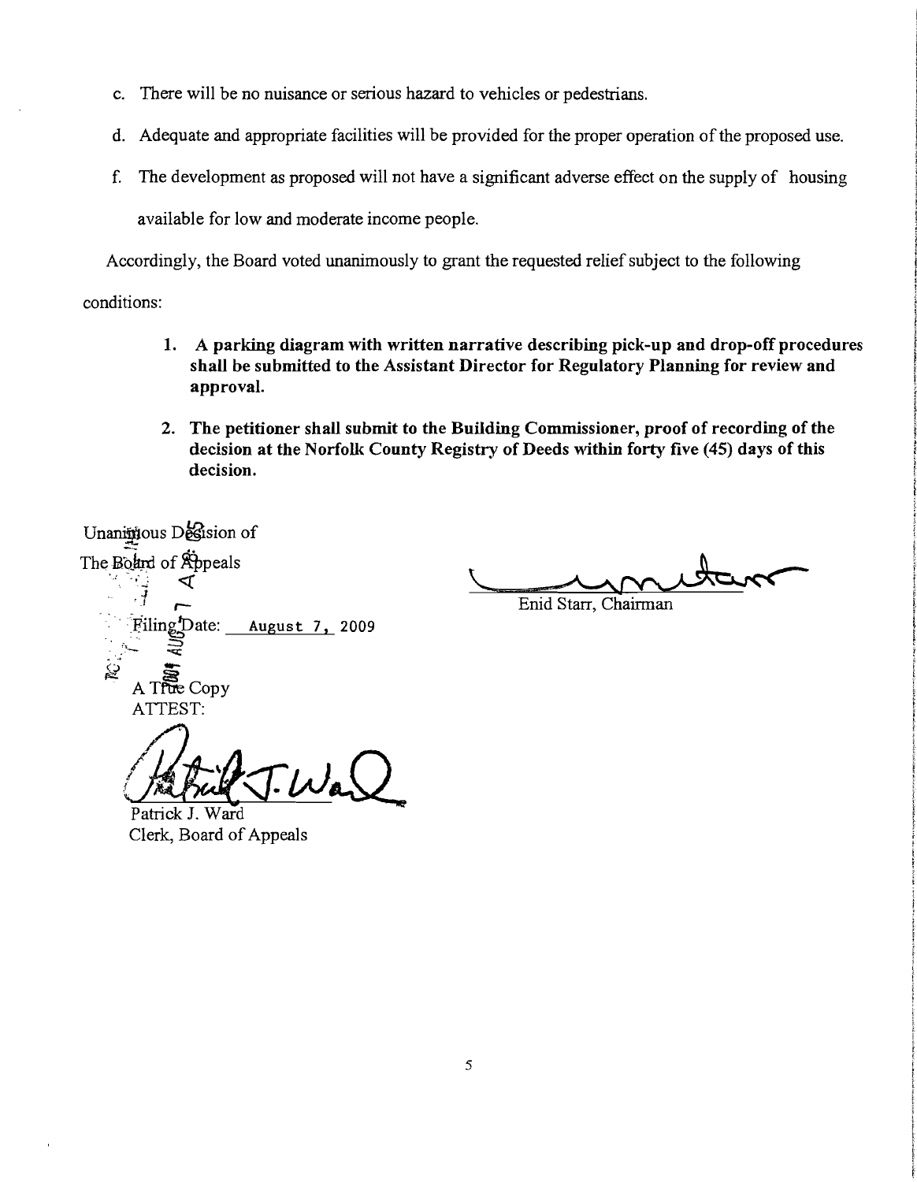c. There will be no nuisance or serious hazard to vehicles or pedestrians.

d. Adequate and appropriate facilities will be provided for the proper operation of the proposed use.

f. The development as proposed will not have a significant adverse effect on the supply of housing available for low and moderate income people.

Accordingly, the Board voted unanimously to grant the requested relief subject to the following conditions:

1. **A parking diagram with written narrative describing pick-up and drop-off procedures shall be submitted to the Assistant Director for Regulatory Planning for review and approval.**

2. **The petitioner shall submit to the Building Commissioner, proof of recording of the decision at the Norfolk County Registry of Deeds within forty five (45) days of this decision.**

Unanimous Decision of
The Board of Appeals

Filing Date: August 7, 2009

Enid Starr, Chairman

A True Copy
ATTEST:

Patrick J. Ward
Clerk, Board of Appeals